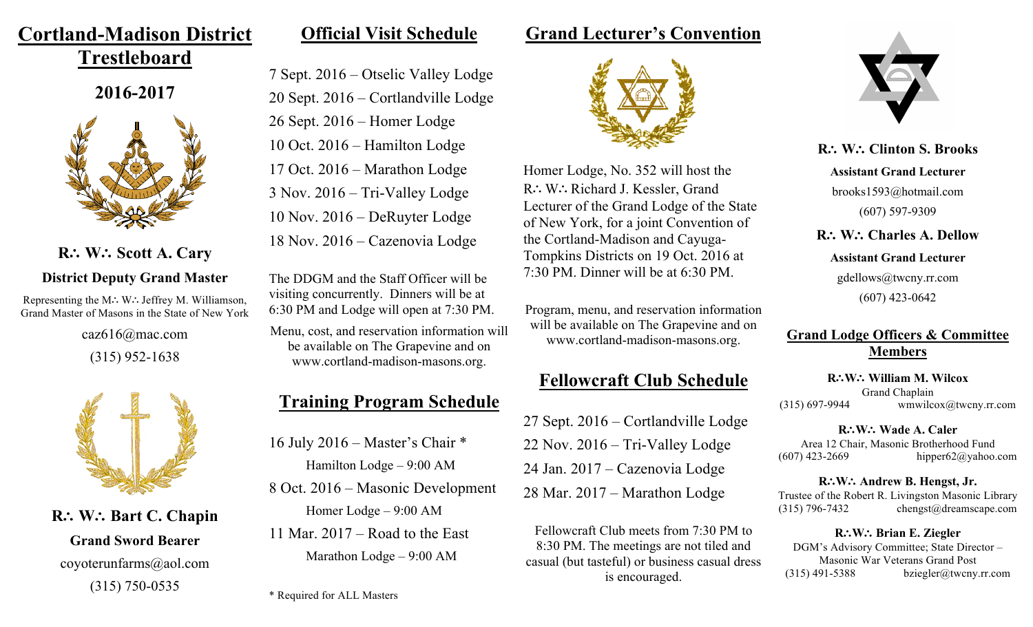# Cortland-Madison District Trestleboard

## 2016-2017

**R∴ W∴ Scott A. Cary**

**District Deputy Grand Master**

Representing the M∴ W∴ Jeffrey M. Williamson, Grand Master of Masons in the State of New York

caz616@mac.com

(315) 952-1638

**R∴ W∴ Bart C. Chapin**

**Grand Sword Bearer**

coyoterunfarms@aol.com

(315) 750-0535

## Official Visit Schedule

7 Sept. 2016 – Otselic Valley Lodge
20 Sept. 2016 – Cortlandville Lodge
26 Sept. 2016 – Homer Lodge
10 Oct. 2016 – Hamilton Lodge
17 Oct. 2016 – Marathon Lodge
3 Nov. 2016 – Tri-Valley Lodge
10 Nov. 2016 – DeRuyter Lodge
18 Nov. 2016 – Cazenovia Lodge

The DDGM and the Staff Officer will be visiting concurrently. Dinners will be at 6:30 PM and Lodge will open at 7:30 PM.

Menu, cost, and reservation information will be available on The Grapevine and on www.cortland-madison-masons.org.

## Training Program Schedule

16 July 2016 – Master's Chair *
Hamilton Lodge – 9:00 AM

8 Oct. 2016 – Masonic Development
Homer Lodge – 9:00 AM

11 Mar. 2017 – Road to the East
Marathon Lodge – 9:00 AM

* Required for ALL Masters

## Grand Lecturer's Convention

Homer Lodge, No. 352 will host the R∴ W∴ Richard J. Kessler, Grand Lecturer of the Grand Lodge of the State of New York, for a joint Convention of the Cortland-Madison and Cayuga-Tompkins Districts on 19 Oct. 2016 at 7:30 PM. Dinner will be at 6:30 PM.

Program, menu, and reservation information will be available on The Grapevine and on www.cortland-madison-masons.org.

## Fellowcraft Club Schedule

27 Sept. 2016 – Cortlandville Lodge
22 Nov. 2016 – Tri-Valley Lodge
24 Jan. 2017 – Cazenovia Lodge
28 Mar. 2017 – Marathon Lodge

Fellowcraft Club meets from 7:30 PM to 8:30 PM. The meetings are not tiled and casual (but tasteful) or business casual dress is encouraged.

**R∴ W∴ Clinton S. Brooks**

**Assistant Grand Lecturer**

brooks1593@hotmail.com

(607) 597-9309

**R∴ W∴ Charles A. Dellow**

**Assistant Grand Lecturer**

gdellows@twcny.rr.com

(607) 423-0642

## Grand Lodge Officers & Committee Members

**R∴W∴ William M. Wilcox**
Grand Chaplain
(315) 697-9944 wmwilcox@twcny.rr.com

**R∴W∴ Wade A. Caler**
Area 12 Chair, Masonic Brotherhood Fund
(607) 423-2669 hipper62@yahoo.com

**R∴W∴ Andrew B. Hengst, Jr.**
Trustee of the Robert R. Livingston Masonic Library
(315) 796-7432 chengst@dreamscape.com

**R∴W∴ Brian E. Ziegler**
DGM's Advisory Committee; State Director – Masonic War Veterans Grand Post
(315) 491-5388 bziegler@twcny.rr.com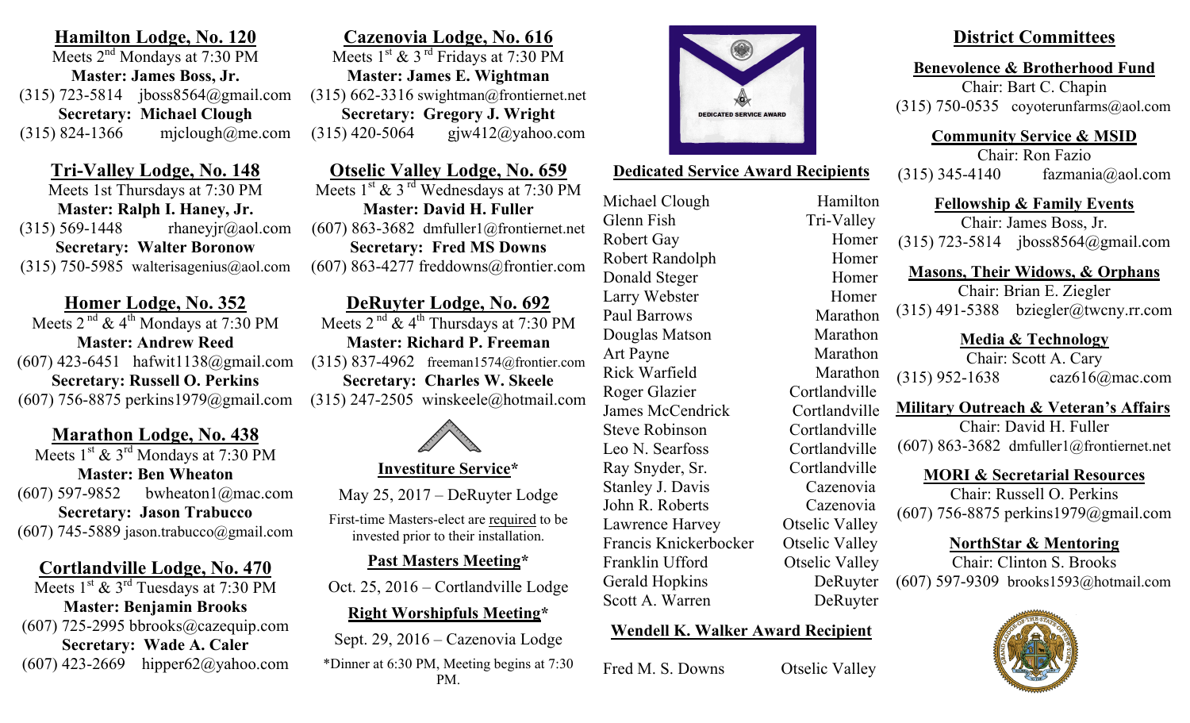## Hamilton Lodge, No. 120

Meets 2nd Mondays at 7:30 PM
**Master: James Boss, Jr.**
(315) 723-5814 jboss8564@gmail.com
**Secretary: Michael Clough**
(315) 824-1366 mjclough@me.com

## Tri-Valley Lodge, No. 148

Meets 1st Thursdays at 7:30 PM
**Master: Ralph I. Haney, Jr.**
(315) 569-1448 rhaneyjr@aol.com
**Secretary: Walter Boronow**
(315) 750-5985 walterisagenius@aol.com

## Homer Lodge, No. 352

Meets 2nd & 4th Mondays at 7:30 PM
**Master: Andrew Reed**
(607) 423-6451 hafwit1138@gmail.com
**Secretary: Russell O. Perkins**
(607) 756-8875 perkins1979@gmail.com

## Marathon Lodge, No. 438

Meets 1st & 3rd Mondays at 7:30 PM
**Master: Ben Wheaton**
(607) 597-9852 bwheaton1@mac.com
**Secretary: Jason Trabucco**
(607) 745-5889 jason.trabucco@gmail.com

## Cortlandville Lodge, No. 470

Meets 1st & 3rd Tuesdays at 7:30 PM
**Master: Benjamin Brooks**
(607) 725-2995 bbrooks@cazequip.com
**Secretary: Wade A. Caler**
(607) 423-2669 hipper62@yahoo.com

## Cazenovia Lodge, No. 616

Meets 1st & 3rd Fridays at 7:30 PM
**Master: James E. Wightman**
(315) 662-3316 swightman@frontiernet.net
**Secretary: Gregory J. Wright**
(315) 420-5064 gjw412@yahoo.com

## Otselic Valley Lodge, No. 659

Meets 1st & 3rd Wednesdays at 7:30 PM
**Master: David H. Fuller**
(607) 863-3682 dmfuller1@frontiernet.net
**Secretary: Fred MS Downs**
(607) 863-4277 freddowns@frontier.com

## DeRuyter Lodge, No. 692

Meets 2nd & 4th Thursdays at 7:30 PM
**Master: Richard P. Freeman**
(315) 837-4962 freeman1574@frontier.com
**Secretary: Charles W. Skeele**
(315) 247-2505 winskeele@hotmail.com

## Investiture Service*

May 25, 2017 – DeRuyter Lodge

First-time Masters-elect are required to be invested prior to their installation.

## Past Masters Meeting*

Oct. 25, 2016 – Cortlandville Lodge

## Right Worshipfuls Meeting*

Sept. 29, 2016 – Cazenovia Lodge

*Dinner at 6:30 PM, Meeting begins at 7:30 PM.

DEDICATED SERVICE AWARD

## Dedicated Service Award Recipients

| | |
|---|---|
| Michael Clough | Hamilton |
| Glenn Fish | Tri-Valley |
| Robert Gay | Homer |
| Robert Randolph | Homer |
| Donald Steger | Homer |
| Larry Webster | Homer |
| Paul Barrows | Marathon |
| Douglas Matson | Marathon |
| Art Payne | Marathon |
| Rick Warfield | Marathon |
| Roger Glazier | Cortlandville |
| James McCendrick | Cortlandville |
| Steve Robinson | Cortlandville |
| Leo N. Searfoss | Cortlandville |
| Ray Snyder, Sr. | Cortlandville |
| Stanley J. Davis | Cazenovia |
| John R. Roberts | Cazenovia |
| Lawrence Harvey | Otselic Valley |
| Francis Knickerbocker | Otselic Valley |
| Franklin Ufford | Otselic Valley |
| Gerald Hopkins | DeRuyter |
| Scott A. Warren | DeRuyter |

## Wendell K. Walker Award Recipient

Fred M. S. Downs — Otselic Valley

# District Committees

### Benevolence & Brotherhood Fund

Chair: Bart C. Chapin
(315) 750-0535 coyoterunfarms@aol.com

### Community Service & MSID

Chair: Ron Fazio
(315) 345-4140 fazmania@aol.com

### Fellowship & Family Events

Chair: James Boss, Jr.
(315) 723-5814 jboss8564@gmail.com

### Masons, Their Widows, & Orphans

Chair: Brian E. Ziegler
(315) 491-5388 bziegler@twcny.rr.com

### Media & Technology

Chair: Scott A. Cary
(315) 952-1638 caz616@mac.com

### Military Outreach & Veteran's Affairs

Chair: David H. Fuller
(607) 863-3682 dmfuller1@frontiernet.net

### MORI & Secretarial Resources

Chair: Russell O. Perkins
(607) 756-8875 perkins1979@gmail.com

### NorthStar & Mentoring

Chair: Clinton S. Brooks
(607) 597-9309 brooks1593@hotmail.com